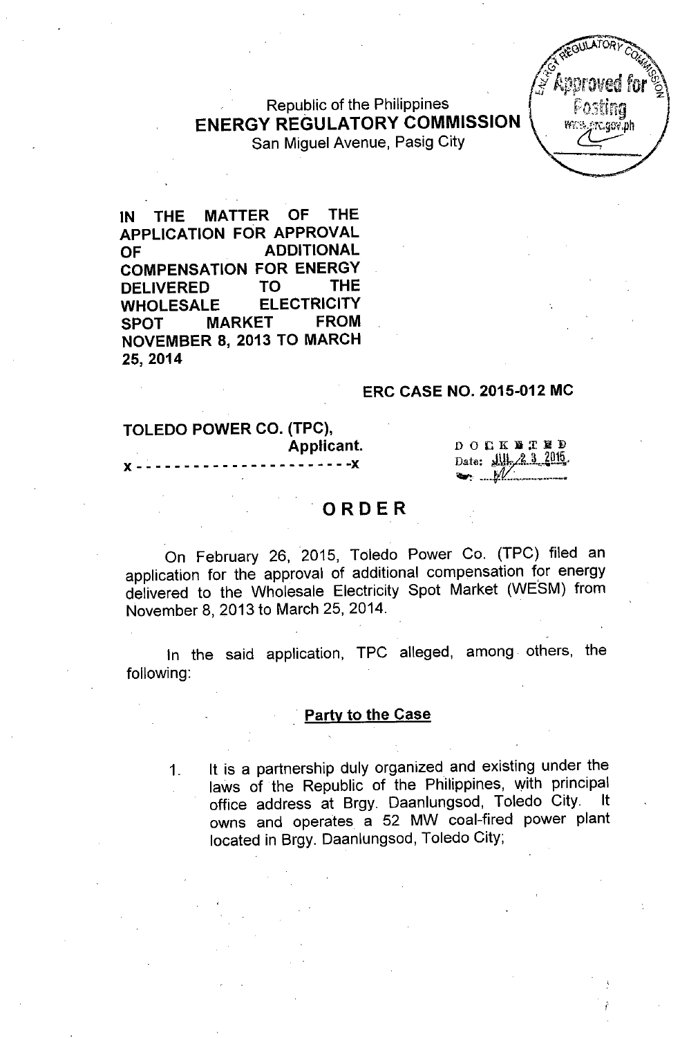Republic of the Philippines
**ENERGY REGULATORY COMMISSION**
San Miguel Avenue, Pasig City

**IN THE MATTER OF THE APPLICATION FOR APPROVAL OF ADDITIONAL COMPENSATION FOR ENERGY DELIVERED TO THE WHOLESALE ELECTRICITY SPOT MARKET FROM NOVEMBER 8, 2013 TO MARCH 25, 2014**

**ERC CASE NO. 2015-012 MC**

**TOLEDO POWER CO. (TPC),**
**Applicant.**
**x - - - - - - - - - - - - - - - - - - - - - - - -x**

DOCKETED
Date: JUL 23 2015

# ORDER

On February 26, 2015, Toledo Power Co. (TPC) filed an application for the approval of additional compensation for energy delivered to the Wholesale Electricity Spot Market (WESM) from November 8, 2013 to March 25, 2014.

In the said application, TPC alleged, among others, the following:

## Party to the Case

1. It is a partnership duly organized and existing under the laws of the Republic of the Philippines, with principal office address at Brgy. Daanlungsod, Toledo City. It owns and operates a 52 MW coal-fired power plant located in Brgy. Daanlungsod, Toledo City;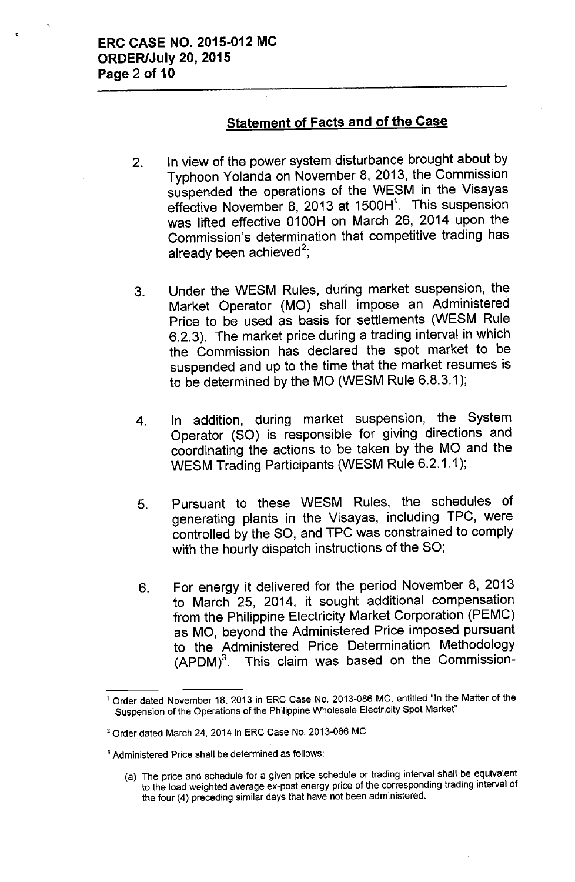## Statement of Facts and of the Case

2. In view of the power system disturbance brought about by Typhoon Yolanda on November 8, 2013, the Commission suspended the operations of the WESM in the Visayas effective November 8, 2013 at 1500H[1]. This suspension was lifted effective 0100H on March 26, 2014 upon the Commission's determination that competitive trading has already been achieved[2];

3. Under the WESM Rules, during market suspension, the Market Operator (MO) shall impose an Administered Price to be used as basis for settlements (WESM Rule 6.2.3). The market price during a trading interval in which the Commission has declared the spot market to be suspended and up to the time that the market resumes is to be determined by the MO (WESM Rule 6.8.3.1);

4. In addition, during market suspension, the System Operator (SO) is responsible for giving directions and coordinating the actions to be taken by the MO and the WESM Trading Participants (WESM Rule 6.2.1.1);

5. Pursuant to these WESM Rules, the schedules of generating plants in the Visayas, including TPC, were controlled by the SO, and TPC was constrained to comply with the hourly dispatch instructions of the SO;

6. For energy it delivered for the period November 8, 2013 to March 25, 2014, it sought additional compensation from the Philippine Electricity Market Corporation (PEMC) as MO, beyond the Administered Price imposed pursuant to the Administered Price Determination Methodology (APDM)[3]. This claim was based on the Commission-

---

[1] Order dated November 18, 2013 in ERC Case No. 2013-086 MC, entitled "In the Matter of the Suspension of the Operations of the Philippine Wholesale Electricity Spot Market"

[2] Order dated March 24, 2014 in ERC Case No. 2013-086 MC

[3] Administered Price shall be determined as follows:

(a) The price and schedule for a given price schedule or trading interval shall be equivalent to the load weighted average ex-post energy price of the corresponding trading interval of the four (4) preceding similar days that have not been administered.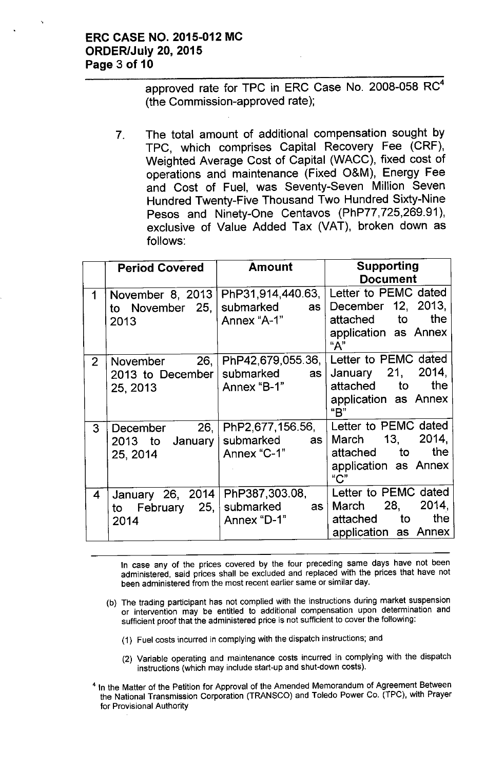approved rate for TPC in ERC Case No. 2008-058 RC[4] (the Commission-approved rate);

7. The total amount of additional compensation sought by TPC, which comprises Capital Recovery Fee (CRF), Weighted Average Cost of Capital (WACC), fixed cost of operations and maintenance (Fixed O&M), Energy Fee and Cost of Fuel, was Seventy-Seven Million Seven Hundred Twenty-Five Thousand Two Hundred Sixty-Nine Pesos and Ninety-One Centavos (PhP77,725,269.91), exclusive of Value Added Tax (VAT), broken down as follows:

| | Period Covered | Amount | Supporting Document |
|---|---|---|---|
| 1 | November 8, 2013 to November 25, 2013 | PhP31,914,440.63, submarked as Annex "A-1" | Letter to PEMC dated December 12, 2013, attached to the application as Annex "A" |
| 2 | November 26, 2013 to December 25, 2013 | PhP42,679,055.36, submarked as Annex "B-1" | Letter to PEMC dated January 21, 2014, attached to the application as Annex "B" |
| 3 | December 26, 2013 to January 25, 2014 | PhP2,677,156.56, submarked as Annex "C-1" | Letter to PEMC dated March 13, 2014, attached to the application as Annex "C" |
| 4 | January 26, 2014 to February 25, 2014 | PhP387,303.08, submarked as Annex "D-1" | Letter to PEMC dated March 28, 2014, attached to the application as Annex |

---

In case any of the prices covered by the four preceding same days have not been administered, said prices shall be excluded and replaced with the prices that have not been administered from the most recent earlier same or similar day.

(b) The trading participant has not complied with the instructions during market suspension or intervention may be entitled to additional compensation upon determination and sufficient proof that the administered price is not sufficient to cover the following:

(1) Fuel costs incurred in complying with the dispatch instructions; and

(2) Variable operating and maintenance costs incurred in complying with the dispatch instructions (which may include start-up and shut-down costs).

[4] In the Matter of the Petition for Approval of the Amended Memorandum of Agreement Between the National Transmission Corporation (TRANSCO) and Toledo Power Co. (TPC), with Prayer for Provisional Authority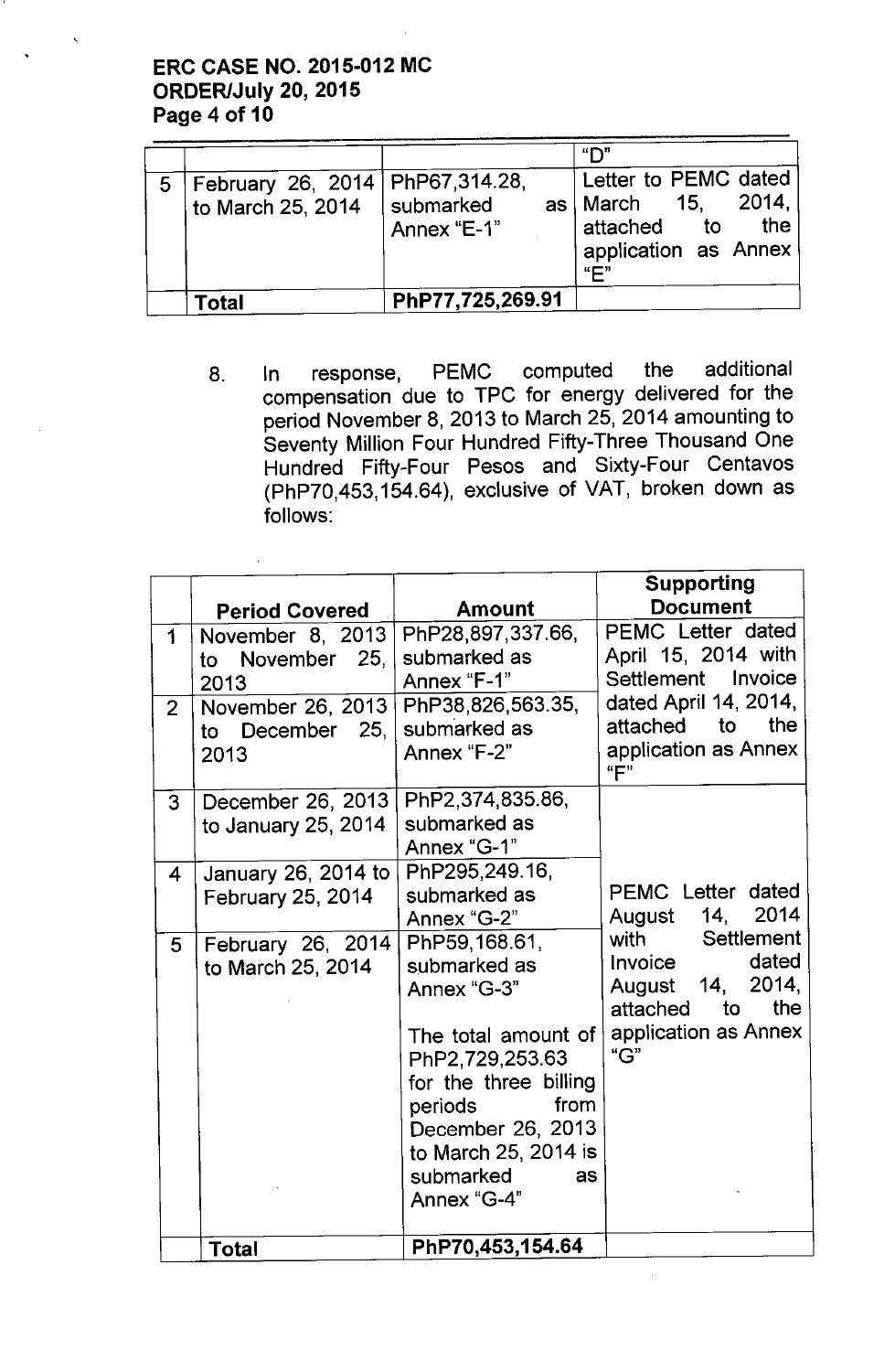|   |   |   | "D" |
|---|---|---|---|
| 5 | February 26, 2014 to March 25, 2014 | PhP67,314.28, submarked as Annex "E-1" | Letter to PEMC dated March 15, 2014, attached to the application as Annex "E" |
|   | **Total** | **PhP77,725,269.91** |   |

8. In response, PEMC computed the additional compensation due to TPC for energy delivered for the period November 8, 2013 to March 25, 2014 amounting to Seventy Million Four Hundred Fifty-Three Thousand One Hundred Fifty-Four Pesos and Sixty-Four Centavos (PhP70,453,154.64), exclusive of VAT, broken down as follows:

|   | **Period Covered** | **Amount** | **Supporting Document** |
|---|---|---|---|
| 1 | November 8, 2013 to November 25, 2013 | PhP28,897,337.66, submarked as Annex "F-1" | PEMC Letter dated April 15, 2014 with Settlement Invoice dated April 14, 2014, attached to the application as Annex "F" |
| 2 | November 26, 2013 to December 25, 2013 | PhP38,826,563.35, submarked as Annex "F-2" |   |
| 3 | December 26, 2013 to January 25, 2014 | PhP2,374,835.86, submarked as Annex "G-1" | PEMC Letter dated August 14, 2014 with Settlement Invoice dated August 14, 2014, attached to the application as Annex "G" |
| 4 | January 26, 2014 to February 25, 2014 | PhP295,249.16, submarked as Annex "G-2" |   |
| 5 | February 26, 2014 to March 25, 2014 | PhP59,168.61, submarked as Annex "G-3"<br><br>The total amount of PhP2,729,253.63 for the three billing periods from December 26, 2013 to March 25, 2014 is submarked as Annex "G-4" |   |
|   | **Total** | **PhP70,453,154.64** |   |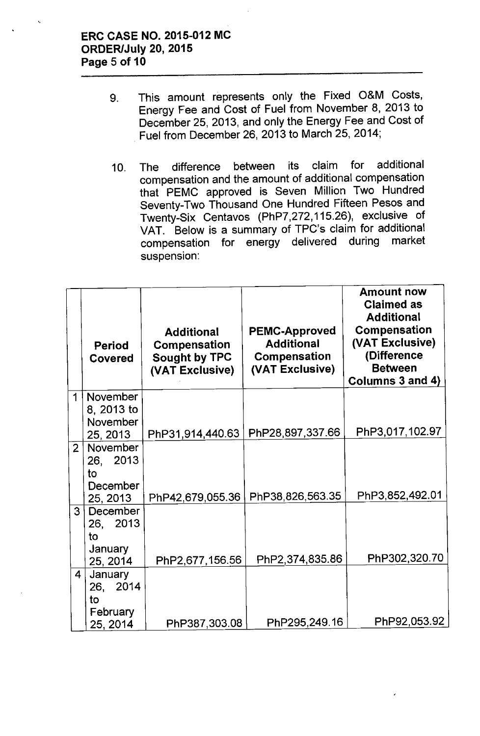9. This amount represents only the Fixed O&M Costs, Energy Fee and Cost of Fuel from November 8, 2013 to December 25, 2013, and only the Energy Fee and Cost of Fuel from December 26, 2013 to March 25, 2014;

10. The difference between its claim for additional compensation and the amount of additional compensation that PEMC approved is Seven Million Two Hundred Seventy-Two Thousand One Hundred Fifteen Pesos and Twenty-Six Centavos (PhP7,272,115.26), exclusive of VAT. Below is a summary of TPC's claim for additional compensation for energy delivered during market suspension:

| | Period Covered | Additional Compensation Sought by TPC (VAT Exclusive) | PEMC-Approved Additional Compensation (VAT Exclusive) | Amount now Claimed as Additional Compensation (VAT Exclusive) (Difference Between Columns 3 and 4) |
|---|---|---|---|---|
| 1 | November 8, 2013 to November 25, 2013 | PhP31,914,440.63 | PhP28,897,337.66 | PhP3,017,102.97 |
| 2 | November 26, 2013 to December 25, 2013 | PhP42,679,055.36 | PhP38,826,563.35 | PhP3,852,492.01 |
| 3 | December 26, 2013 to January 25, 2014 | PhP2,677,156.56 | PhP2,374,835.86 | PhP302,320.70 |
| 4 | January 26, 2014 to February 25, 2014 | PhP387,303.08 | PhP295,249.16 | PhP92,053.92 |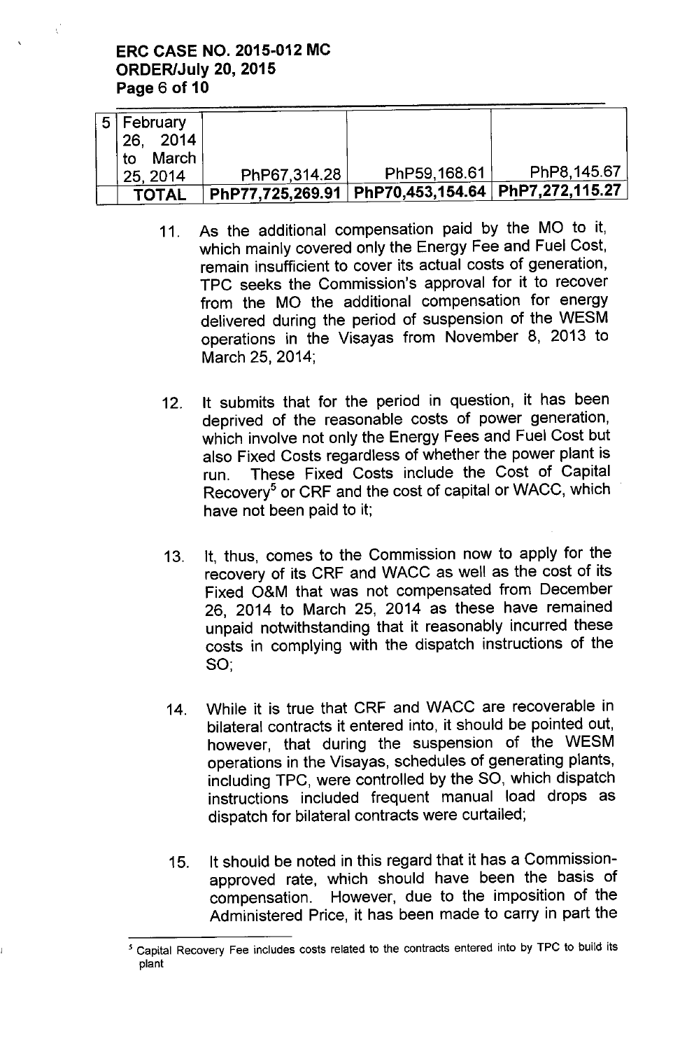| 5 | February 26, 2014 to March 25, 2014 | PhP67,314.28 | PhP59,168.61 | PhP8,145.67 |
|---|---|---|---|---|
| | **TOTAL** | **PhP77,725,269.91** | **PhP70,453,154.64** | **PhP7,272,115.27** |

11. As the additional compensation paid by the MO to it, which mainly covered only the Energy Fee and Fuel Cost, remain insufficient to cover its actual costs of generation, TPC seeks the Commission's approval for it to recover from the MO the additional compensation for energy delivered during the period of suspension of the WESM operations in the Visayas from November 8, 2013 to March 25, 2014;

12. It submits that for the period in question, it has been deprived of the reasonable costs of power generation, which involve not only the Energy Fees and Fuel Cost but also Fixed Costs regardless of whether the power plant is run. These Fixed Costs include the Cost of Capital Recovery[5] or CRF and the cost of capital or WACC, which have not been paid to it;

13. It, thus, comes to the Commission now to apply for the recovery of its CRF and WACC as well as the cost of its Fixed O&M that was not compensated from December 26, 2014 to March 25, 2014 as these have remained unpaid notwithstanding that it reasonably incurred these costs in complying with the dispatch instructions of the SO;

14. While it is true that CRF and WACC are recoverable in bilateral contracts it entered into, it should be pointed out, however, that during the suspension of the WESM operations in the Visayas, schedules of generating plants, including TPC, were controlled by the SO, which dispatch instructions included frequent manual load drops as dispatch for bilateral contracts were curtailed;

15. It should be noted in this regard that it has a Commission-approved rate, which should have been the basis of compensation. However, due to the imposition of the Administered Price, it has been made to carry in part the

---

[5] Capital Recovery Fee includes costs related to the contracts entered into by TPC to build its plant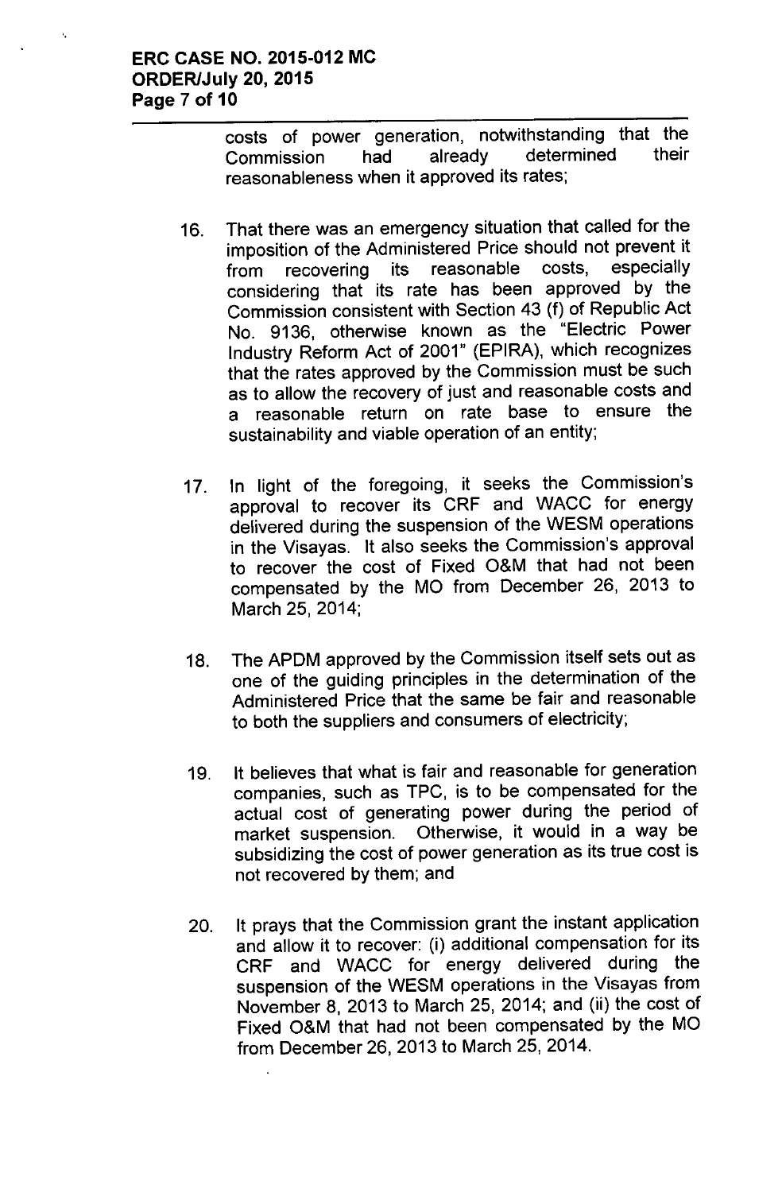costs of power generation, notwithstanding that the Commission had already determined their reasonableness when it approved its rates;

16. That there was an emergency situation that called for the imposition of the Administered Price should not prevent it from recovering its reasonable costs, especially considering that its rate has been approved by the Commission consistent with Section 43 (f) of Republic Act No. 9136, otherwise known as the "Electric Power Industry Reform Act of 2001" (EPIRA), which recognizes that the rates approved by the Commission must be such as to allow the recovery of just and reasonable costs and a reasonable return on rate base to ensure the sustainability and viable operation of an entity;

17. In light of the foregoing, it seeks the Commission's approval to recover its CRF and WACC for energy delivered during the suspension of the WESM operations in the Visayas. It also seeks the Commission's approval to recover the cost of Fixed O&M that had not been compensated by the MO from December 26, 2013 to March 25, 2014;

18. The APDM approved by the Commission itself sets out as one of the guiding principles in the determination of the Administered Price that the same be fair and reasonable to both the suppliers and consumers of electricity;

19. It believes that what is fair and reasonable for generation companies, such as TPC, is to be compensated for the actual cost of generating power during the period of market suspension. Otherwise, it would in a way be subsidizing the cost of power generation as its true cost is not recovered by them; and

20. It prays that the Commission grant the instant application and allow it to recover: (i) additional compensation for its CRF and WACC for energy delivered during the suspension of the WESM operations in the Visayas from November 8, 2013 to March 25, 2014; and (ii) the cost of Fixed O&M that had not been compensated by the MO from December 26, 2013 to March 25, 2014.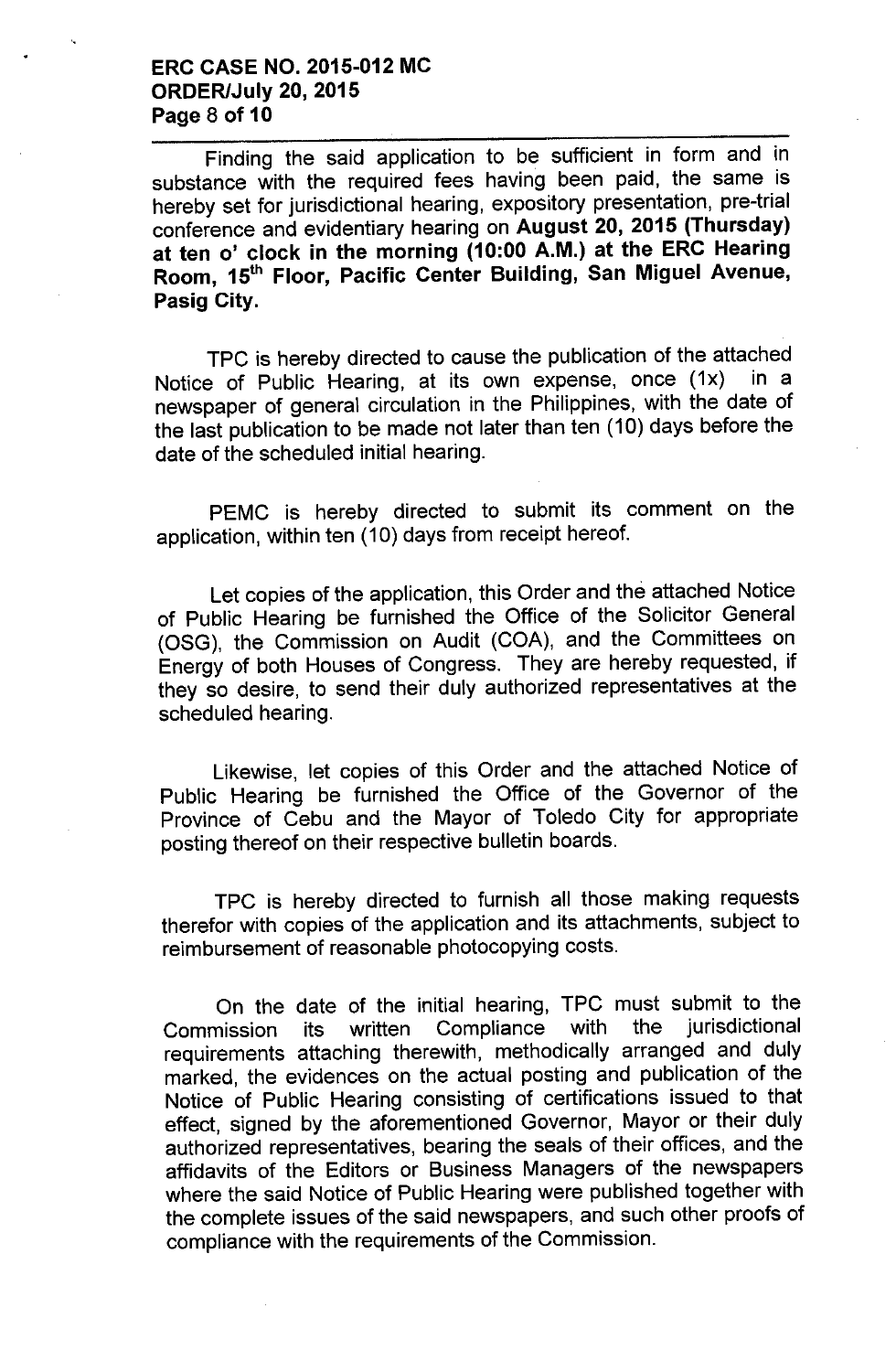Finding the said application to be sufficient in form and in substance with the required fees having been paid, the same is hereby set for jurisdictional hearing, expository presentation, pre-trial conference and evidentiary hearing on **August 20, 2015 (Thursday) at ten o' clock in the morning (10:00 A.M.) at the ERC Hearing Room, 15th Floor, Pacific Center Building, San Miguel Avenue, Pasig City.**

TPC is hereby directed to cause the publication of the attached Notice of Public Hearing, at its own expense, once (1x) in a newspaper of general circulation in the Philippines, with the date of the last publication to be made not later than ten (10) days before the date of the scheduled initial hearing.

PEMC is hereby directed to submit its comment on the application, within ten (10) days from receipt hereof.

Let copies of the application, this Order and the attached Notice of Public Hearing be furnished the Office of the Solicitor General (OSG), the Commission on Audit (COA), and the Committees on Energy of both Houses of Congress. They are hereby requested, if they so desire, to send their duly authorized representatives at the scheduled hearing.

Likewise, let copies of this Order and the attached Notice of Public Hearing be furnished the Office of the Governor of the Province of Cebu and the Mayor of Toledo City for appropriate posting thereof on their respective bulletin boards.

TPC is hereby directed to furnish all those making requests therefor with copies of the application and its attachments, subject to reimbursement of reasonable photocopying costs.

On the date of the initial hearing, TPC must submit to the Commission its written Compliance with the jurisdictional requirements attaching therewith, methodically arranged and duly marked, the evidences on the actual posting and publication of the Notice of Public Hearing consisting of certifications issued to that effect, signed by the aforementioned Governor, Mayor or their duly authorized representatives, bearing the seals of their offices, and the affidavits of the Editors or Business Managers of the newspapers where the said Notice of Public Hearing were published together with the complete issues of the said newspapers, and such other proofs of compliance with the requirements of the Commission.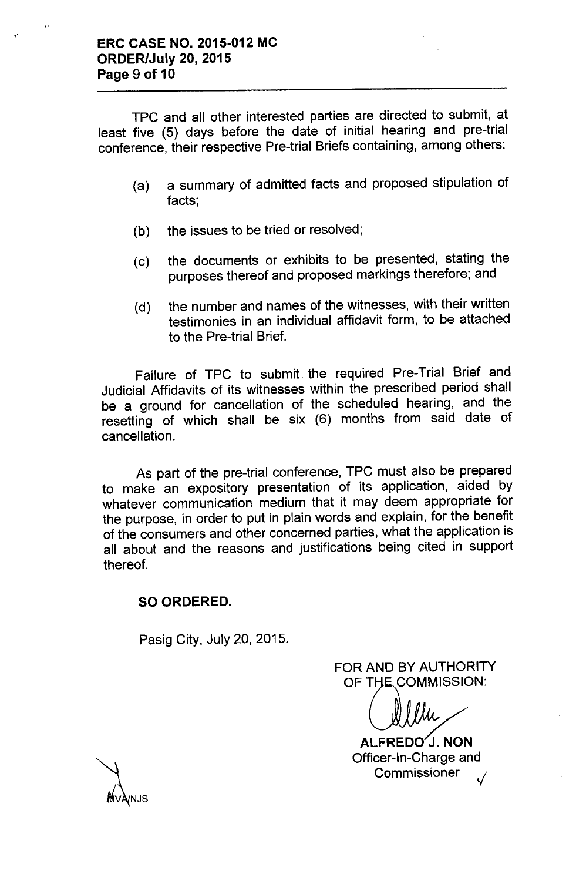TPC and all other interested parties are directed to submit, at least five (5) days before the date of initial hearing and pre-trial conference, their respective Pre-trial Briefs containing, among others:

(a) a summary of admitted facts and proposed stipulation of facts;

(b) the issues to be tried or resolved;

(c) the documents or exhibits to be presented, stating the purposes thereof and proposed markings therefore; and

(d) the number and names of the witnesses, with their written testimonies in an individual affidavit form, to be attached to the Pre-trial Brief.

Failure of TPC to submit the required Pre-Trial Brief and Judicial Affidavits of its witnesses within the prescribed period shall be a ground for cancellation of the scheduled hearing, and the resetting of which shall be six (6) months from said date of cancellation.

As part of the pre-trial conference, TPC must also be prepared to make an expository presentation of its application, aided by whatever communication medium that it may deem appropriate for the purpose, in order to put in plain words and explain, for the benefit of the consumers and other concerned parties, what the application is all about and the reasons and justifications being cited in support thereof.

**SO ORDERED.**

Pasig City, July 20, 2015.

FOR AND BY AUTHORITY
OF THE COMMISSION:

**ALFREDO J. NON**
Officer-In-Charge and
Commissioner

MVA/NJS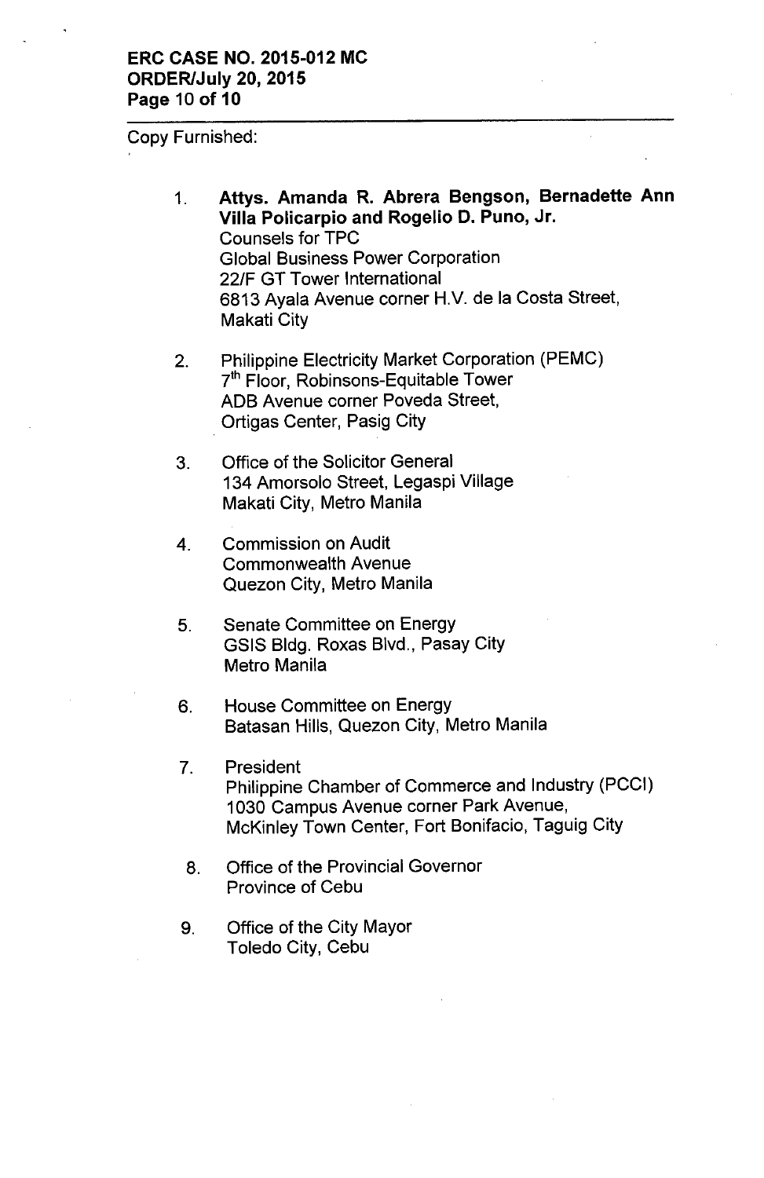Copy Furnished:

1. **Attys. Amanda R. Abrera Bengson, Bernadette Ann Villa Policarpio and Rogelio D. Puno, Jr.**
   Counsels for TPC
   Global Business Power Corporation
   22/F GT Tower International
   6813 Ayala Avenue corner H.V. de la Costa Street,
   Makati City

2. Philippine Electricity Market Corporation (PEMC)
   7th Floor, Robinsons-Equitable Tower
   ADB Avenue corner Poveda Street,
   Ortigas Center, Pasig City

3. Office of the Solicitor General
   134 Amorsolo Street, Legaspi Village
   Makati City, Metro Manila

4. Commission on Audit
   Commonwealth Avenue
   Quezon City, Metro Manila

5. Senate Committee on Energy
   GSIS Bldg. Roxas Blvd., Pasay City
   Metro Manila

6. House Committee on Energy
   Batasan Hills, Quezon City, Metro Manila

7. President
   Philippine Chamber of Commerce and Industry (PCCI)
   1030 Campus Avenue corner Park Avenue,
   McKinley Town Center, Fort Bonifacio, Taguig City

8. Office of the Provincial Governor
   Province of Cebu

9. Office of the City Mayor
   Toledo City, Cebu